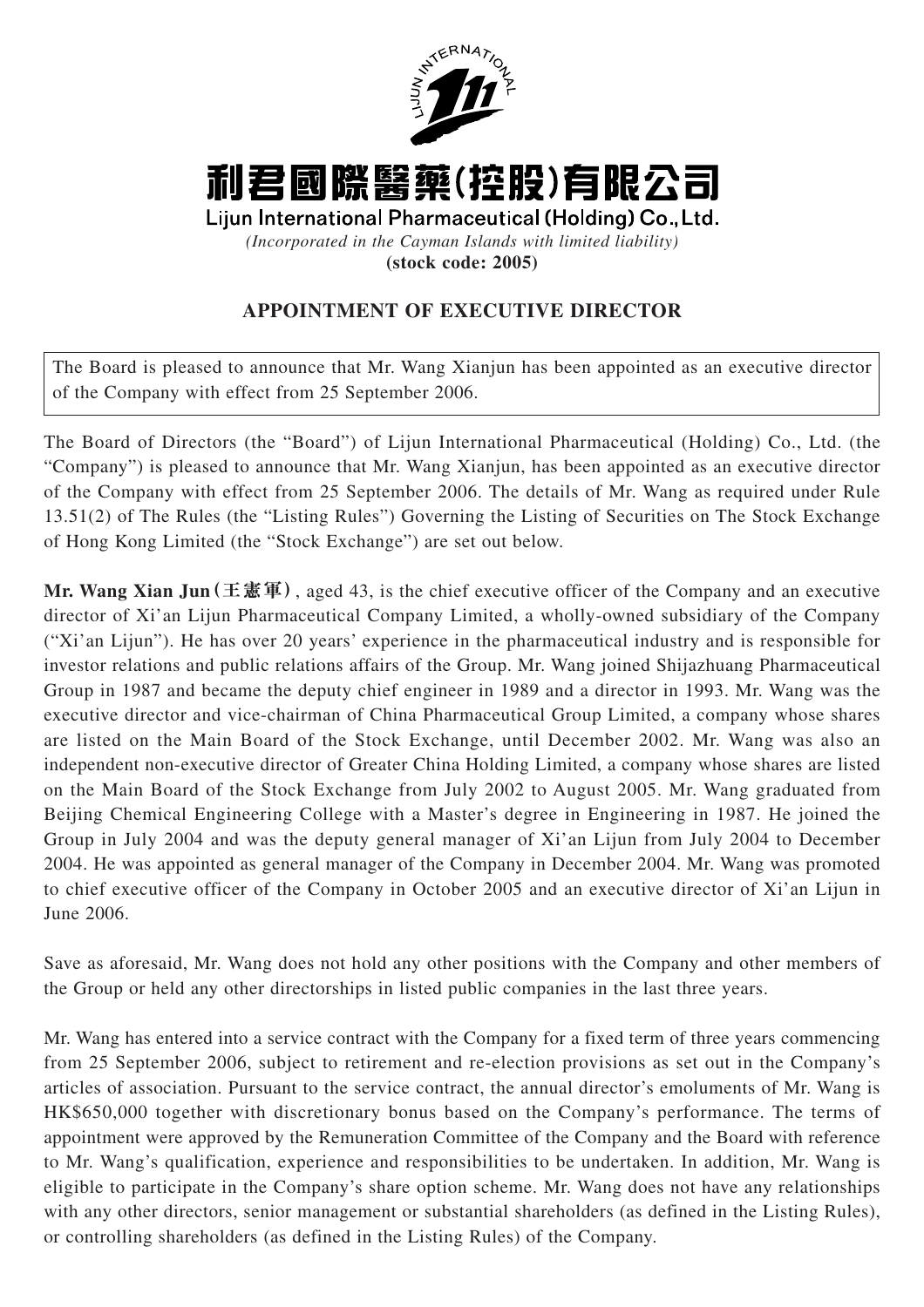# 利君國際醫藥(控股)有限公司

**Lijun International Pharmaceutical (Holding) Co., Ltd.**

*(Incorporated in the Cayman Islands with limited liability)*

**(stock code: 2005)**

## APPOINTMENT OF EXECUTIVE DIRECTOR

The Board is pleased to announce that Mr. Wang Xianjun has been appointed as an executive director of the Company with effect from 25 September 2006.

The Board of Directors (the "Board") of Lijun International Pharmaceutical (Holding) Co., Ltd. (the "Company") is pleased to announce that Mr. Wang Xianjun, has been appointed as an executive director of the Company with effect from 25 September 2006. The details of Mr. Wang as required under Rule 13.51(2) of The Rules (the "Listing Rules") Governing the Listing of Securities on The Stock Exchange of Hong Kong Limited (the "Stock Exchange") are set out below.

**Mr. Wang Xian Jun (王憲軍)**, aged 43, is the chief executive officer of the Company and an executive director of Xi'an Lijun Pharmaceutical Company Limited, a wholly-owned subsidiary of the Company ("Xi'an Lijun"). He has over 20 years' experience in the pharmaceutical industry and is responsible for investor relations and public relations affairs of the Group. Mr. Wang joined Shijazhuang Pharmaceutical Group in 1987 and became the deputy chief engineer in 1989 and a director in 1993. Mr. Wang was the executive director and vice-chairman of China Pharmaceutical Group Limited, a company whose shares are listed on the Main Board of the Stock Exchange, until December 2002. Mr. Wang was also an independent non-executive director of Greater China Holding Limited, a company whose shares are listed on the Main Board of the Stock Exchange from July 2002 to August 2005. Mr. Wang graduated from Beijing Chemical Engineering College with a Master's degree in Engineering in 1987. He joined the Group in July 2004 and was the deputy general manager of Xi'an Lijun from July 2004 to December 2004. He was appointed as general manager of the Company in December 2004. Mr. Wang was promoted to chief executive officer of the Company in October 2005 and an executive director of Xi'an Lijun in June 2006.

Save as aforesaid, Mr. Wang does not hold any other positions with the Company and other members of the Group or held any other directorships in listed public companies in the last three years.

Mr. Wang has entered into a service contract with the Company for a fixed term of three years commencing from 25 September 2006, subject to retirement and re-election provisions as set out in the Company's articles of association. Pursuant to the service contract, the annual director's emoluments of Mr. Wang is HK$650,000 together with discretionary bonus based on the Company's performance. The terms of appointment were approved by the Remuneration Committee of the Company and the Board with reference to Mr. Wang's qualification, experience and responsibilities to be undertaken. In addition, Mr. Wang is eligible to participate in the Company's share option scheme. Mr. Wang does not have any relationships with any other directors, senior management or substantial shareholders (as defined in the Listing Rules), or controlling shareholders (as defined in the Listing Rules) of the Company.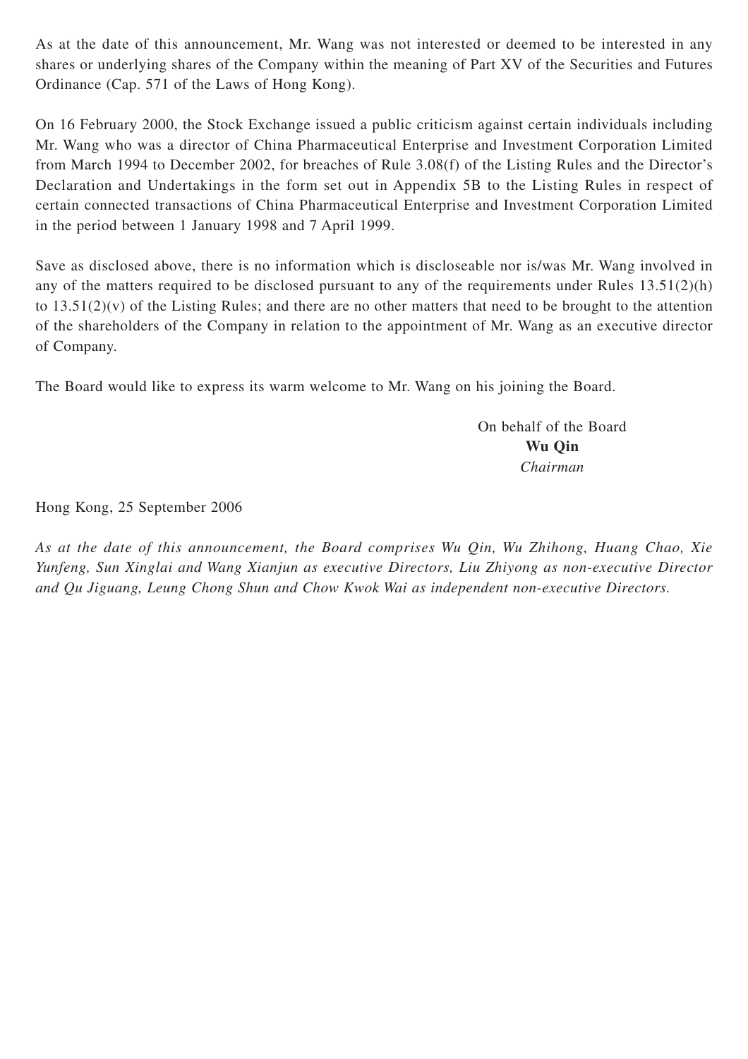As at the date of this announcement, Mr. Wang was not interested or deemed to be interested in any shares or underlying shares of the Company within the meaning of Part XV of the Securities and Futures Ordinance (Cap. 571 of the Laws of Hong Kong).

On 16 February 2000, the Stock Exchange issued a public criticism against certain individuals including Mr. Wang who was a director of China Pharmaceutical Enterprise and Investment Corporation Limited from March 1994 to December 2002, for breaches of Rule 3.08(f) of the Listing Rules and the Director's Declaration and Undertakings in the form set out in Appendix 5B to the Listing Rules in respect of certain connected transactions of China Pharmaceutical Enterprise and Investment Corporation Limited in the period between 1 January 1998 and 7 April 1999.

Save as disclosed above, there is no information which is discloseable nor is/was Mr. Wang involved in any of the matters required to be disclosed pursuant to any of the requirements under Rules 13.51(2)(h) to 13.51(2)(v) of the Listing Rules; and there are no other matters that need to be brought to the attention of the shareholders of the Company in relation to the appointment of Mr. Wang as an executive director of Company.

The Board would like to express its warm welcome to Mr. Wang on his joining the Board.

On behalf of the Board
**Wu Qin**
*Chairman*

Hong Kong, 25 September 2006

*As at the date of this announcement, the Board comprises Wu Qin, Wu Zhihong, Huang Chao, Xie Yunfeng, Sun Xinglai and Wang Xianjun as executive Directors, Liu Zhiyong as non-executive Director and Qu Jiguang, Leung Chong Shun and Chow Kwok Wai as independent non-executive Directors.*